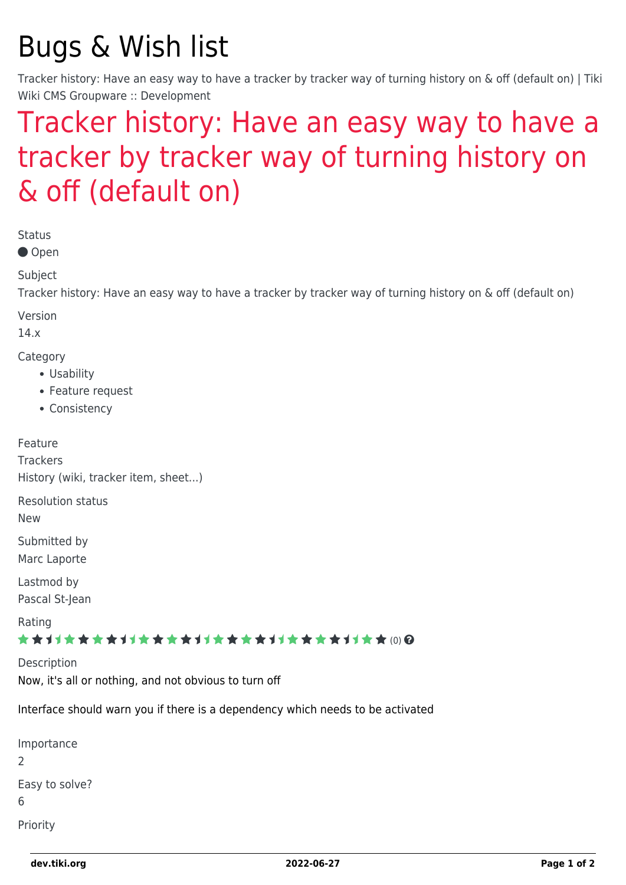# Bugs & Wish list

Tracker history: Have an easy way to have a tracker by tracker way of turning history on & off (default on) | Tiki Wiki CMS Groupware :: Development

## Tracker history: Have an easy way to have a tracker by tracker way of turning history on & off (default on)

Status

● Open

Subject

Tracker history: Have an easy way to have a tracker by tracker way of turning history on & off (default on)

Version

14.x

Category

- Usability
- Feature request
- Consistency

Feature

Trackers

History (wiki, tracker item, sheet...)

Resolution status

New

Submitted by

Marc Laporte

Lastmod by

Pascal St-Jean

Rating

(0)

Description

Now, it's all or nothing, and not obvious to turn off

Interface should warn you if there is a dependency which needs to be activated

Importance

2

Easy to solve?

6

Priority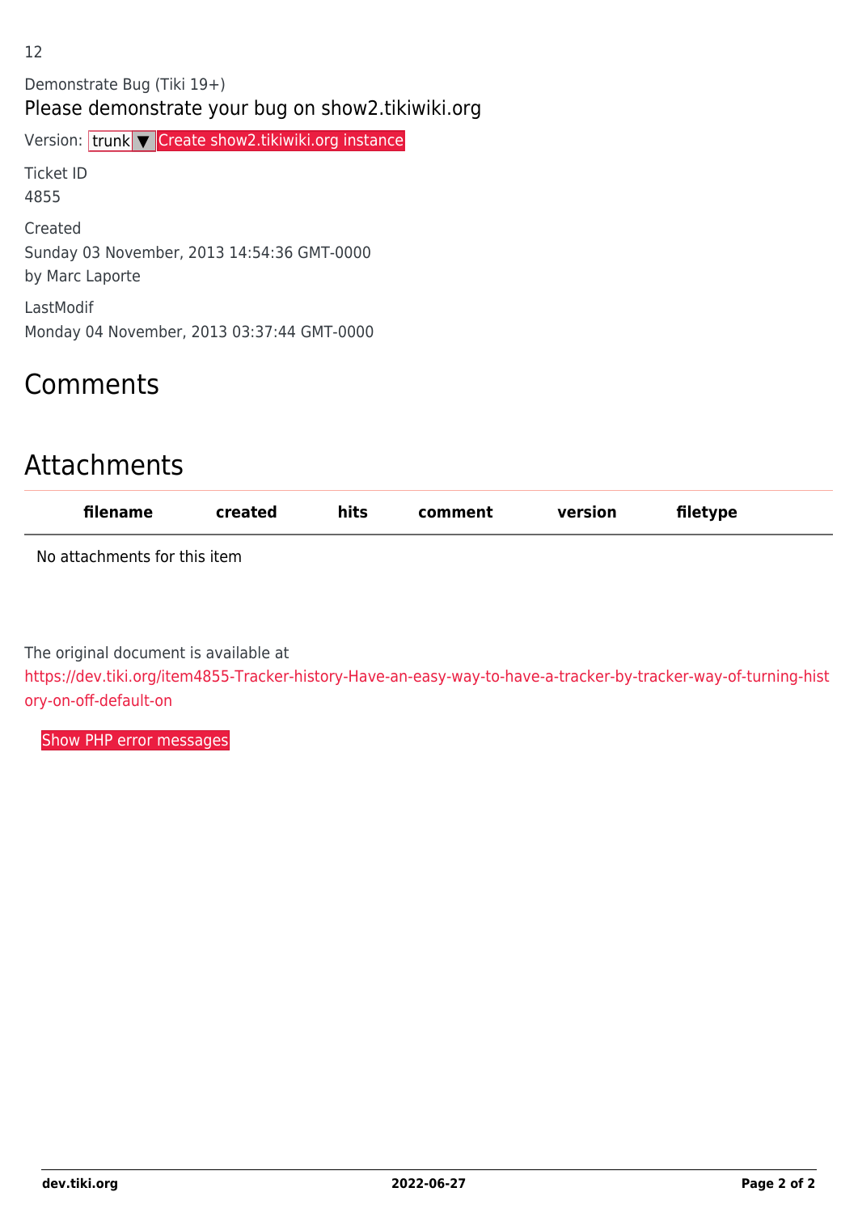12

Demonstrate Bug (Tiki 19+)

Please demonstrate your bug on show2.tikiwiki.org

Version: trunk ▼ Create show2.tikiwiki.org instance

Ticket ID

4855

Created

Sunday 03 November, 2013 14:54:36 GMT-0000

by Marc Laporte

LastModif

Monday 04 November, 2013 03:37:44 GMT-0000

# Comments

# Attachments

| filename | created | hits | comment | version | filetype |
|---|---|---|---|---|---|
| No attachments for this item | | | | | |

The original document is available at

https://dev.tiki.org/item4855-Tracker-history-Have-an-easy-way-to-have-a-tracker-by-tracker-way-of-turning-history-on-off-default-on

Show PHP error messages